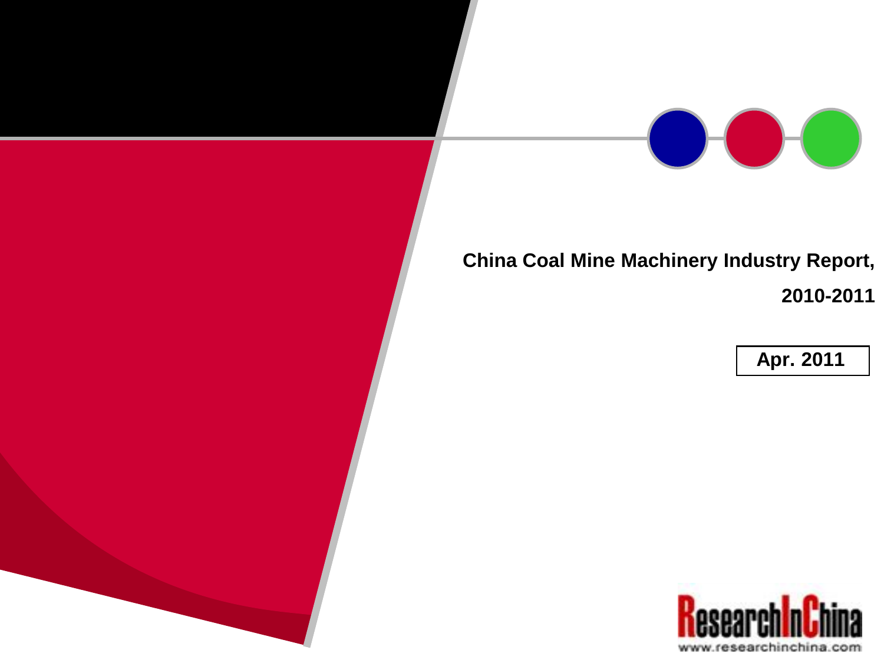# China Coal Mine Machinery Industry Report, 2010-2011

Apr. 2011

ResearchInChina

www.researchinchina.com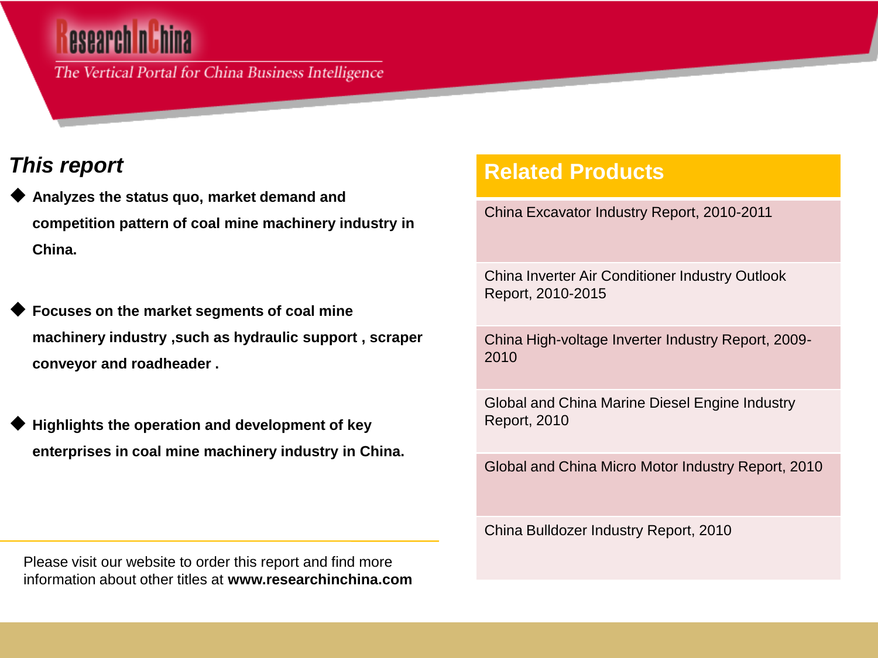ResearchInChina

*The Vertical Portal for China Business Intelligence*

## *This report*

- **Analyzes the status quo, market demand and competition pattern of coal mine machinery industry in China.**

- **Focuses on the market segments of coal mine machinery industry ,such as hydraulic support , scraper conveyor and roadheader .**

- **Highlights the operation and development of key enterprises in coal mine machinery industry in China.**

## Related Products

- China Excavator Industry Report, 2010-2011
- China Inverter Air Conditioner Industry Outlook Report, 2010-2015
- China High-voltage Inverter Industry Report, 2009-2010
- Global and China Marine Diesel Engine Industry Report, 2010
- Global and China Micro Motor Industry Report, 2010
- China Bulldozer Industry Report, 2010

Please visit our website to order this report and find more information about other titles at **www.researchinchina.com**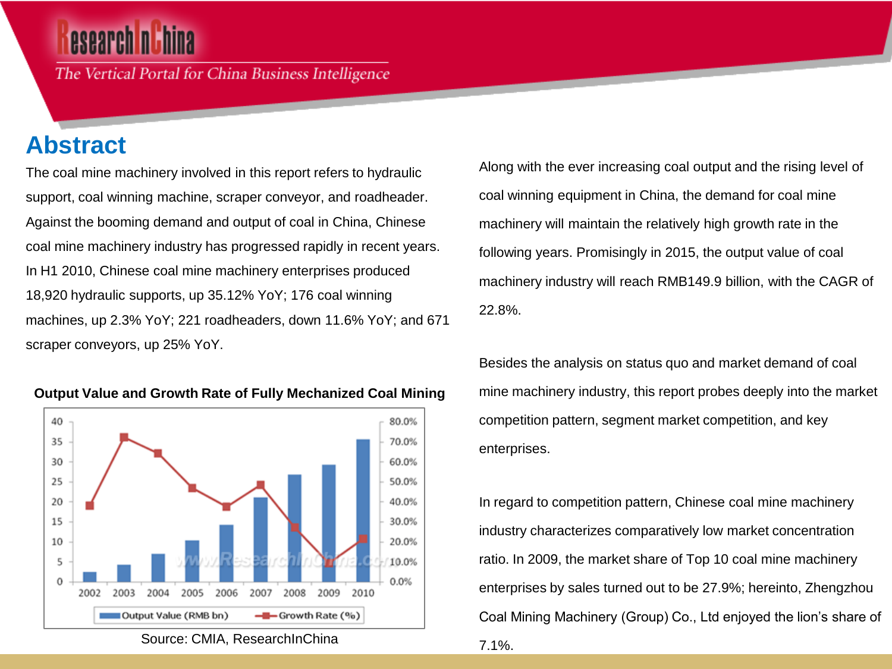# Abstract

The coal mine machinery involved in this report refers to hydraulic support, coal winning machine, scraper conveyor, and roadheader. Against the booming demand and output of coal in China, Chinese coal mine machinery industry has progressed rapidly in recent years. In H1 2010, Chinese coal mine machinery enterprises produced 18,920 hydraulic supports, up 35.12% YoY; 176 coal winning machines, up 2.3% YoY; 221 roadheaders, down 11.6% YoY; and 671 scraper conveyors, up 25% YoY.

**Output Value and Growth Rate of Fully Mechanized Coal Mining**

Source: CMIA, ResearchInChina

Along with the ever increasing coal output and the rising level of coal winning equipment in China, the demand for coal mine machinery will maintain the relatively high growth rate in the following years. Promisingly in 2015, the output value of coal machinery industry will reach RMB149.9 billion, with the CAGR of 22.8%.

Besides the analysis on status quo and market demand of coal mine machinery industry, this report probes deeply into the market competition pattern, segment market competition, and key enterprises.

In regard to competition pattern, Chinese coal mine machinery industry characterizes comparatively low market concentration ratio. In 2009, the market share of Top 10 coal mine machinery enterprises by sales turned out to be 27.9%; hereinto, Zhengzhou Coal Mining Machinery (Group) Co., Ltd enjoyed the lion's share of 7.1%.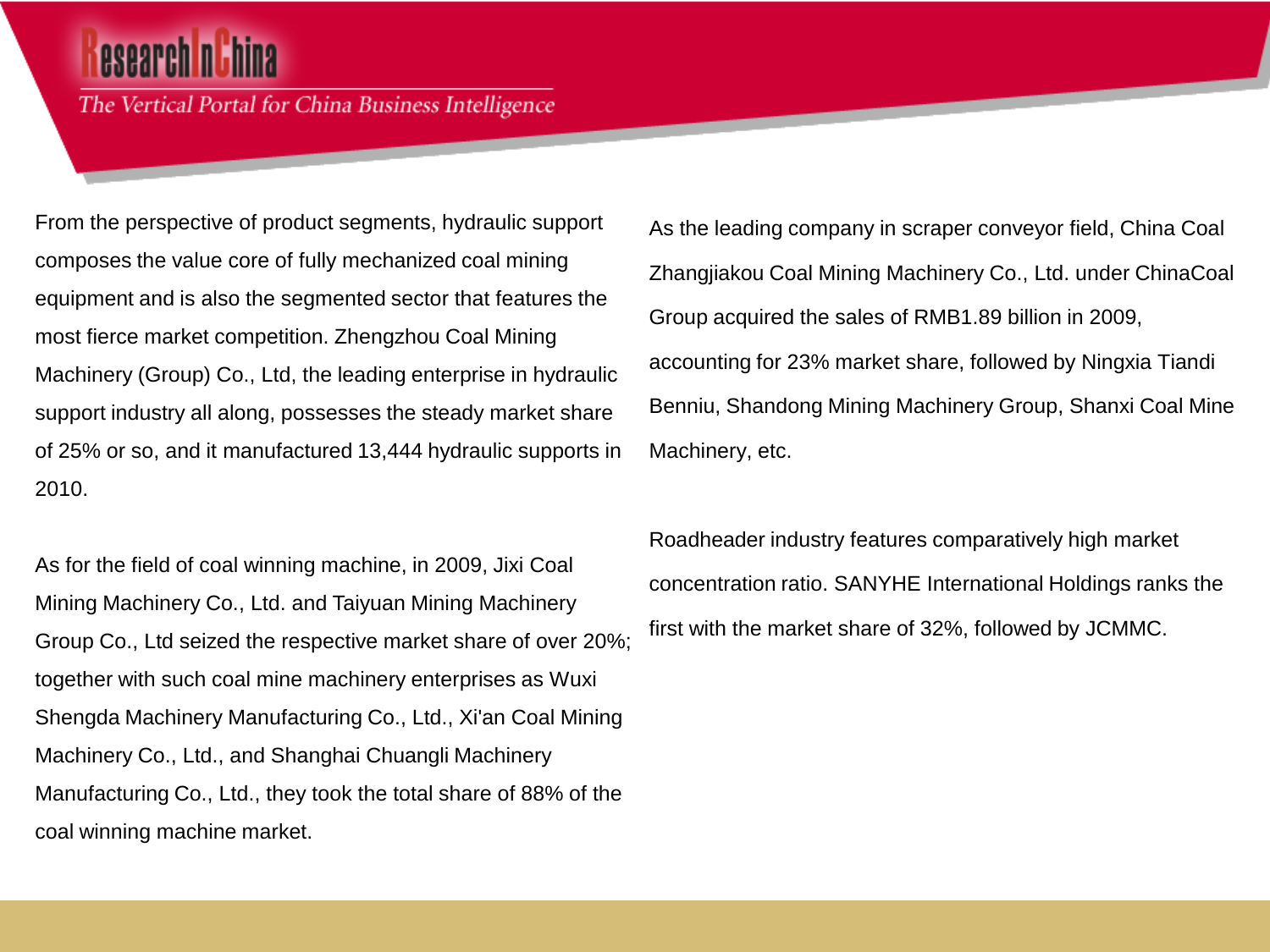From the perspective of product segments, hydraulic support composes the value core of fully mechanized coal mining equipment and is also the segmented sector that features the most fierce market competition. Zhengzhou Coal Mining Machinery (Group) Co., Ltd, the leading enterprise in hydraulic support industry all along, possesses the steady market share of 25% or so, and it manufactured 13,444 hydraulic supports in 2010.

As for the field of coal winning machine, in 2009, Jixi Coal Mining Machinery Co., Ltd. and Taiyuan Mining Machinery Group Co., Ltd seized the respective market share of over 20%; together with such coal mine machinery enterprises as Wuxi Shengda Machinery Manufacturing Co., Ltd., Xi'an Coal Mining Machinery Co., Ltd., and Shanghai Chuangli Machinery Manufacturing Co., Ltd., they took the total share of 88% of the coal winning machine market.

As the leading company in scraper conveyor field, China Coal Zhangjiakou Coal Mining Machinery Co., Ltd. under ChinaCoal Group acquired the sales of RMB1.89 billion in 2009, accounting for 23% market share, followed by Ningxia Tiandi Benniu, Shandong Mining Machinery Group, Shanxi Coal Mine Machinery, etc.

Roadheader industry features comparatively high market concentration ratio. SANYHE International Holdings ranks the first with the market share of 32%, followed by JCMMC.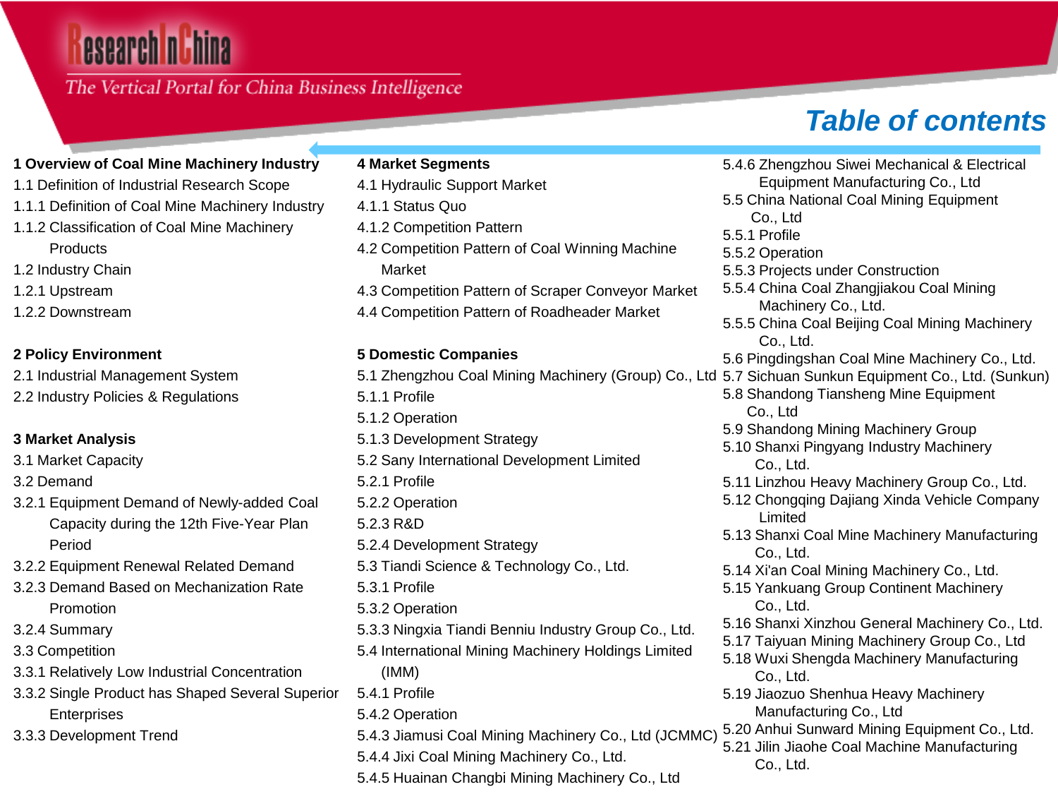# Table of contents

**1 Overview of Coal Mine Machinery Industry**

1.1 Definition of Industrial Research Scope

1.1.1 Definition of Coal Mine Machinery Industry

1.1.2 Classification of Coal Mine Machinery Products

1.2 Industry Chain

1.2.1 Upstream

1.2.2 Downstream

**2 Policy Environment**

2.1 Industrial Management System

2.2 Industry Policies & Regulations

**3 Market Analysis**

3.1 Market Capacity

3.2 Demand

3.2.1 Equipment Demand of Newly-added Coal Capacity during the 12th Five-Year Plan Period

3.2.2 Equipment Renewal Related Demand

3.2.3 Demand Based on Mechanization Rate Promotion

3.2.4 Summary

3.3 Competition

3.3.1 Relatively Low Industrial Concentration

3.3.2 Single Product has Shaped Several Superior Enterprises

3.3.3 Development Trend

**4 Market Segments**

4.1 Hydraulic Support Market

4.1.1 Status Quo

4.1.2 Competition Pattern

4.2 Competition Pattern of Coal Winning Machine Market

4.3 Competition Pattern of Scraper Conveyor Market

4.4 Competition Pattern of Roadheader Market

**5 Domestic Companies**

5.1 Zhengzhou Coal Mining Machinery (Group) Co., Ltd

5.1.1 Profile

5.1.2 Operation

5.1.3 Development Strategy

5.2 Sany International Development Limited

5.2.1 Profile

5.2.2 Operation

5.2.3 R&D

5.2.4 Development Strategy

5.3 Tiandi Science & Technology Co., Ltd.

5.3.1 Profile

5.3.2 Operation

5.3.3 Ningxia Tiandi Benniu Industry Group Co., Ltd.

5.4 International Mining Machinery Holdings Limited (IMM)

5.4.1 Profile

5.4.2 Operation

5.4.3 Jiamusi Coal Mining Machinery Co., Ltd (JCMMC)

5.4.4 Jixi Coal Mining Machinery Co., Ltd.

5.4.5 Huainan Changbi Mining Machinery Co., Ltd

5.4.6 Zhengzhou Siwei Mechanical & Electrical Equipment Manufacturing Co., Ltd

5.5 China National Coal Mining Equipment Co., Ltd

5.5.1 Profile

5.5.2 Operation

5.5.3 Projects under Construction

5.5.4 China Coal Zhangjiakou Coal Mining Machinery Co., Ltd.

5.5.5 China Coal Beijing Coal Mining Machinery Co., Ltd.

5.6 Pingdingshan Coal Mine Machinery Co., Ltd.

5.7 Sichuan Sunkun Equipment Co., Ltd. (Sunkun)

5.8 Shandong Tiansheng Mine Equipment Co., Ltd

5.9 Shandong Mining Machinery Group

5.10 Shanxi Pingyang Industry Machinery Co., Ltd.

5.11 Linzhou Heavy Machinery Group Co., Ltd.

5.12 Chongqing Dajiang Xinda Vehicle Company Limited

5.13 Shanxi Coal Mine Machinery Manufacturing Co., Ltd.

5.14 Xi'an Coal Mining Machinery Co., Ltd.

5.15 Yankuang Group Continent Machinery Co., Ltd.

5.16 Shanxi Xinzhou General Machinery Co., Ltd.

5.17 Taiyuan Mining Machinery Group Co., Ltd

5.18 Wuxi Shengda Machinery Manufacturing Co., Ltd.

5.19 Jiaozuo Shenhua Heavy Machinery Manufacturing Co., Ltd

5.20 Anhui Sunward Mining Equipment Co., Ltd.

5.21 Jilin Jiaohe Coal Machine Manufacturing Co., Ltd.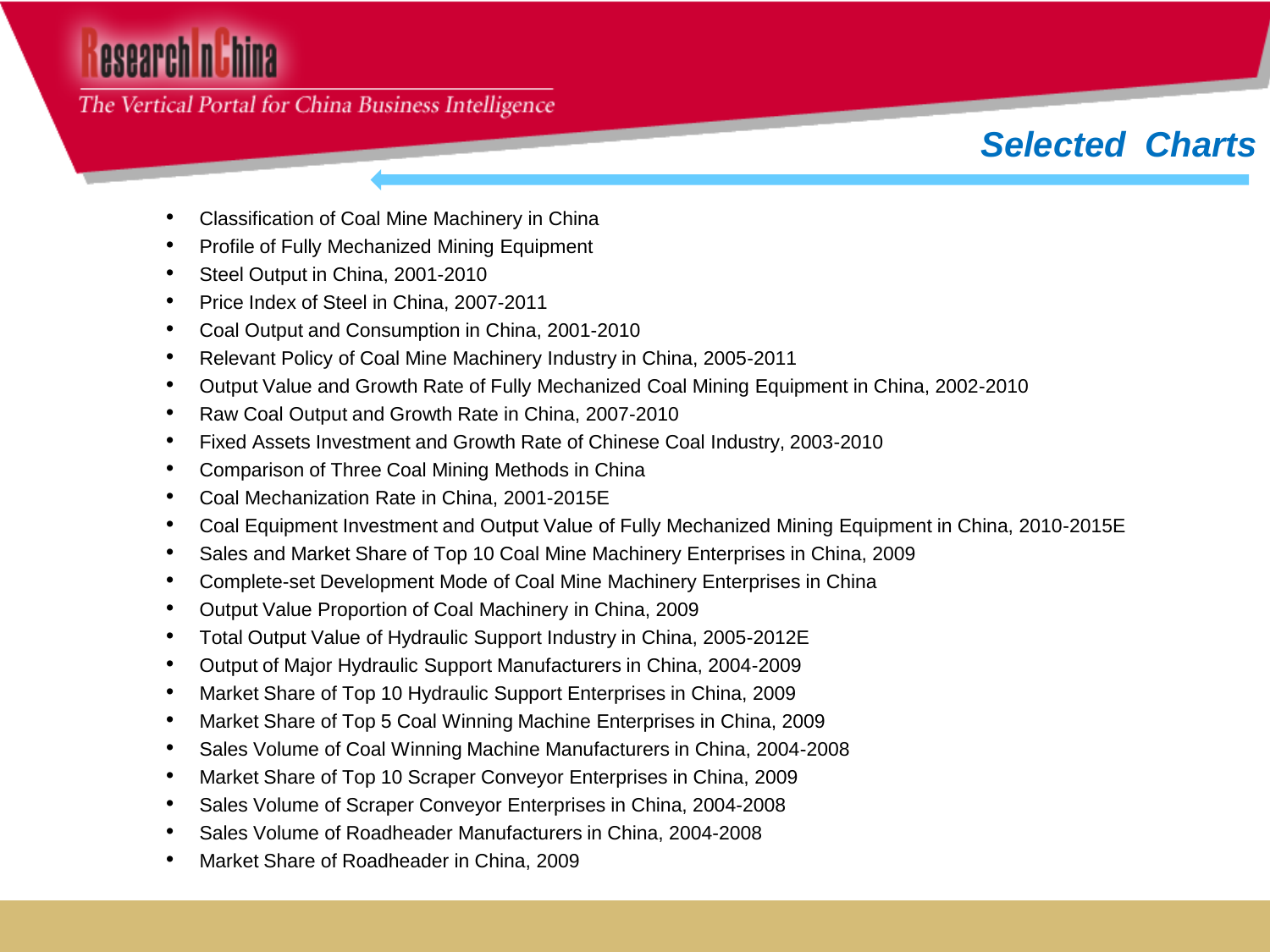## Selected Charts

- Classification of Coal Mine Machinery in China
- Profile of Fully Mechanized Mining Equipment
- Steel Output in China, 2001-2010
- Price Index of Steel in China, 2007-2011
- Coal Output and Consumption in China, 2001-2010
- Relevant Policy of Coal Mine Machinery Industry in China, 2005-2011
- Output Value and Growth Rate of Fully Mechanized Coal Mining Equipment in China, 2002-2010
- Raw Coal Output and Growth Rate in China, 2007-2010
- Fixed Assets Investment and Growth Rate of Chinese Coal Industry, 2003-2010
- Comparison of Three Coal Mining Methods in China
- Coal Mechanization Rate in China, 2001-2015E
- Coal Equipment Investment and Output Value of Fully Mechanized Mining Equipment in China, 2010-2015E
- Sales and Market Share of Top 10 Coal Mine Machinery Enterprises in China, 2009
- Complete-set Development Mode of Coal Mine Machinery Enterprises in China
- Output Value Proportion of Coal Machinery in China, 2009
- Total Output Value of Hydraulic Support Industry in China, 2005-2012E
- Output of Major Hydraulic Support Manufacturers in China, 2004-2009
- Market Share of Top 10 Hydraulic Support Enterprises in China, 2009
- Market Share of Top 5 Coal Winning Machine Enterprises in China, 2009
- Sales Volume of Coal Winning Machine Manufacturers in China, 2004-2008
- Market Share of Top 10 Scraper Conveyor Enterprises in China, 2009
- Sales Volume of Scraper Conveyor Enterprises in China, 2004-2008
- Sales Volume of Roadheader Manufacturers in China, 2004-2008
- Market Share of Roadheader in China, 2009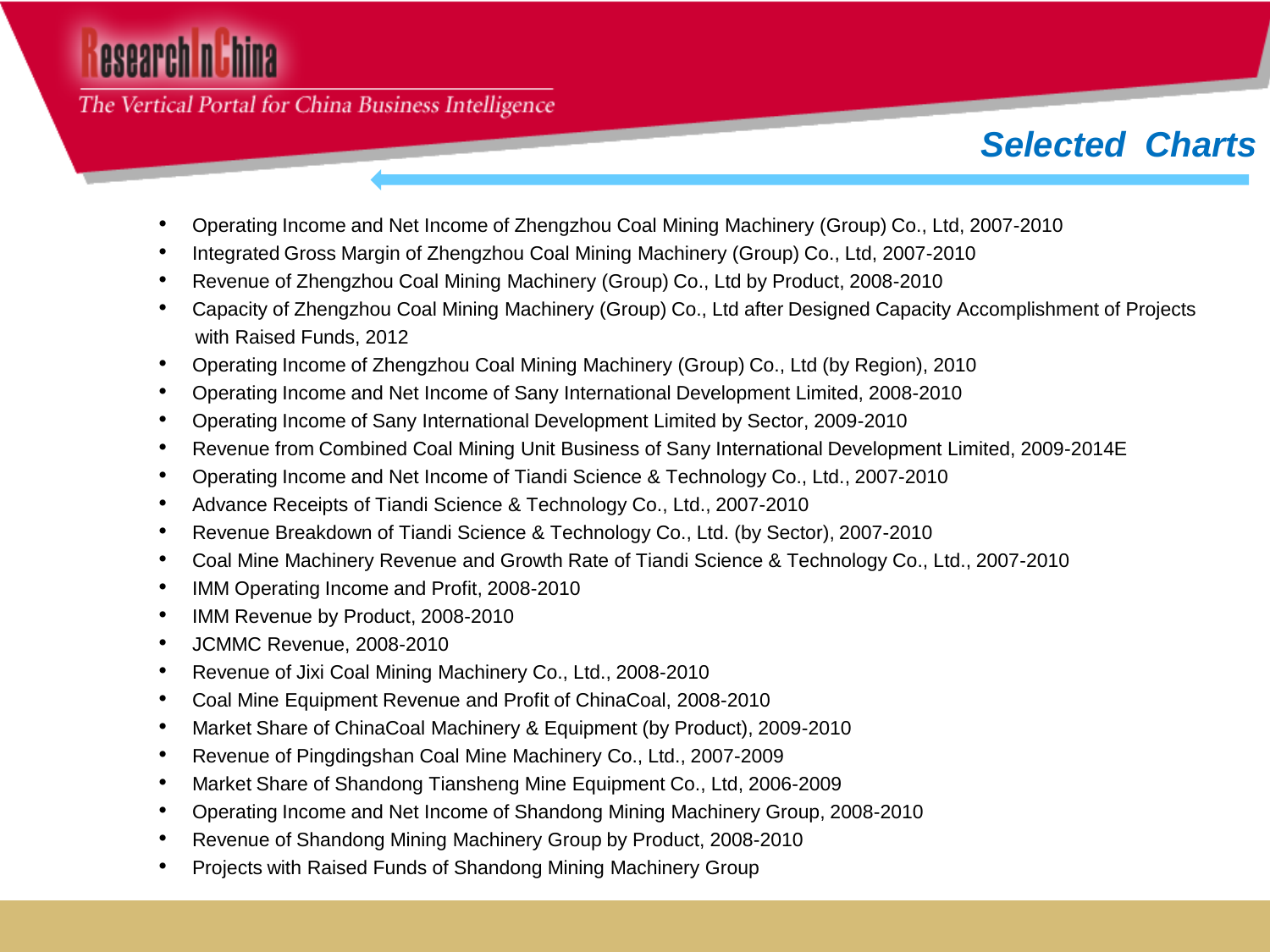## Selected Charts

- Operating Income and Net Income of Zhengzhou Coal Mining Machinery (Group) Co., Ltd, 2007-2010
- Integrated Gross Margin of Zhengzhou Coal Mining Machinery (Group) Co., Ltd, 2007-2010
- Revenue of Zhengzhou Coal Mining Machinery (Group) Co., Ltd by Product, 2008-2010
- Capacity of Zhengzhou Coal Mining Machinery (Group) Co., Ltd after Designed Capacity Accomplishment of Projects with Raised Funds, 2012
- Operating Income of Zhengzhou Coal Mining Machinery (Group) Co., Ltd (by Region), 2010
- Operating Income and Net Income of Sany International Development Limited, 2008-2010
- Operating Income of Sany International Development Limited by Sector, 2009-2010
- Revenue from Combined Coal Mining Unit Business of Sany International Development Limited, 2009-2014E
- Operating Income and Net Income of Tiandi Science & Technology Co., Ltd., 2007-2010
- Advance Receipts of Tiandi Science & Technology Co., Ltd., 2007-2010
- Revenue Breakdown of Tiandi Science & Technology Co., Ltd. (by Sector), 2007-2010
- Coal Mine Machinery Revenue and Growth Rate of Tiandi Science & Technology Co., Ltd., 2007-2010
- IMM Operating Income and Profit, 2008-2010
- IMM Revenue by Product, 2008-2010
- JCMMC Revenue, 2008-2010
- Revenue of Jixi Coal Mining Machinery Co., Ltd., 2008-2010
- Coal Mine Equipment Revenue and Profit of ChinaCoal, 2008-2010
- Market Share of ChinaCoal Machinery & Equipment (by Product), 2009-2010
- Revenue of Pingdingshan Coal Mine Machinery Co., Ltd., 2007-2009
- Market Share of Shandong Tiansheng Mine Equipment Co., Ltd, 2006-2009
- Operating Income and Net Income of Shandong Mining Machinery Group, 2008-2010
- Revenue of Shandong Mining Machinery Group by Product, 2008-2010
- Projects with Raised Funds of Shandong Mining Machinery Group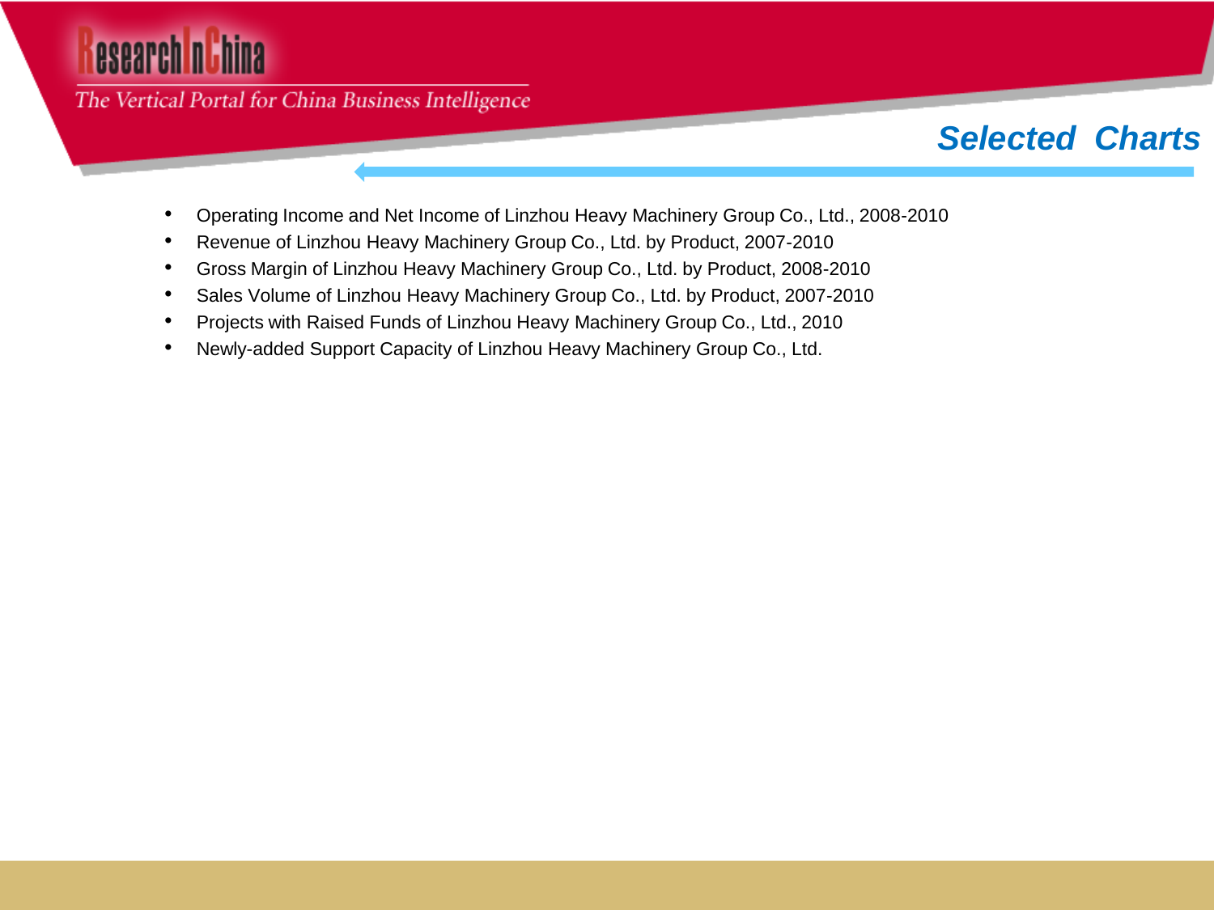## Selected Charts

- Operating Income and Net Income of Linzhou Heavy Machinery Group Co., Ltd., 2008-2010
- Revenue of Linzhou Heavy Machinery Group Co., Ltd. by Product, 2007-2010
- Gross Margin of Linzhou Heavy Machinery Group Co., Ltd. by Product, 2008-2010
- Sales Volume of Linzhou Heavy Machinery Group Co., Ltd. by Product, 2007-2010
- Projects with Raised Funds of Linzhou Heavy Machinery Group Co., Ltd., 2010
- Newly-added Support Capacity of Linzhou Heavy Machinery Group Co., Ltd.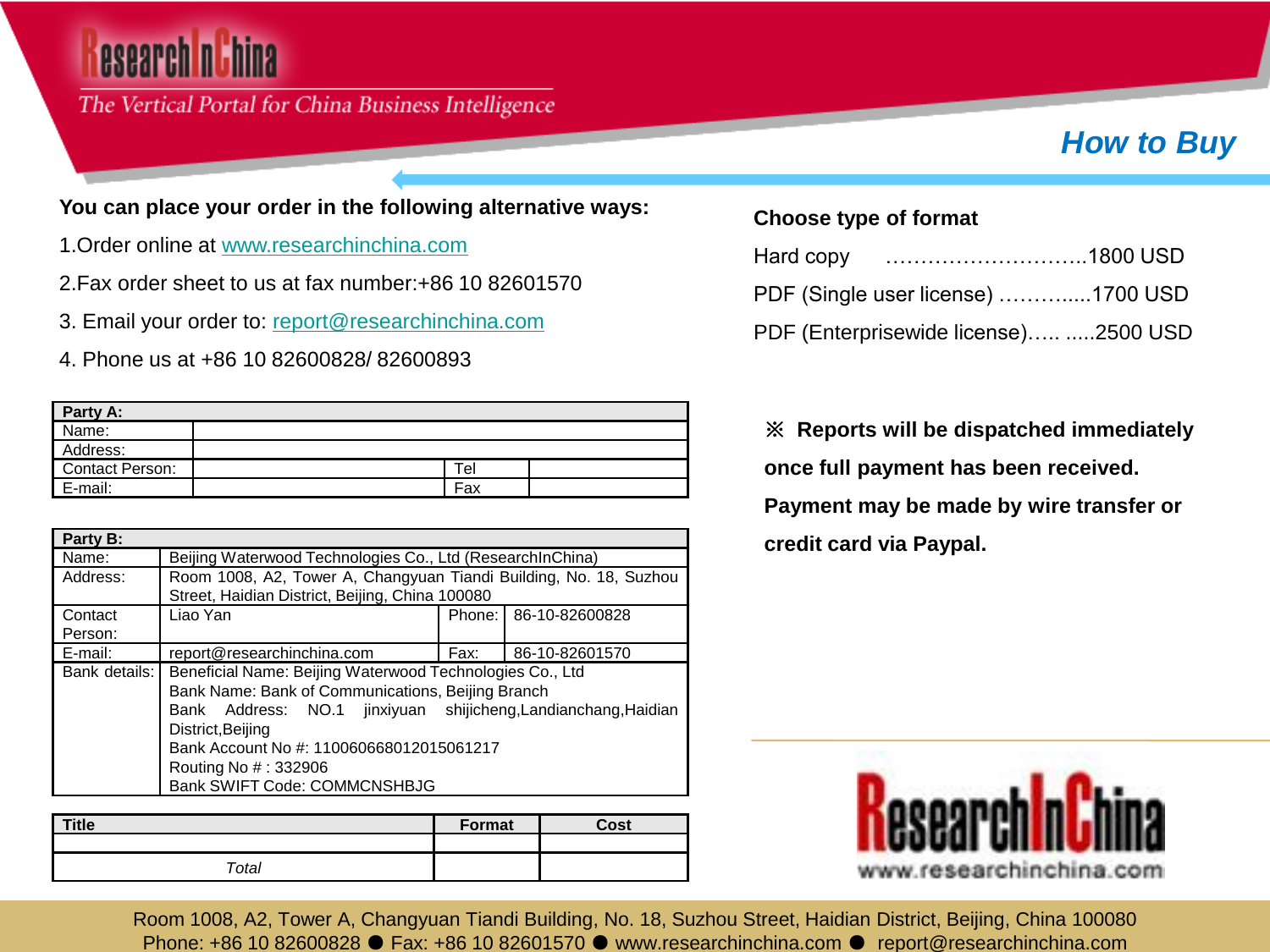## How to Buy

**You can place your order in the following alternative ways:**

1.Order online at www.researchinchina.com

2.Fax order sheet to us at fax number:+86 10 82601570

3. Email your order to: report@researchinchina.com

4. Phone us at +86 10 82600828/ 82600893

**Choose type of format**

Hard copy ………………………..1800 USD

PDF (Single user license) ………....1700 USD

PDF (Enterprisewide license)….. .....2500 USD

**※ Reports will be dispatched immediately once full payment has been received. Payment may be made by wire transfer or credit card via Paypal.**

| **Party A:** | | | |
|---|---|---|---|
| Name: | | | |
| Address: | | | |
| Contact Person: | | Tel | |
| E-mail: | | Fax | |

| **Party B:** | | | |
|---|---|---|---|
| Name: | Beijing Waterwood Technologies Co., Ltd (ResearchInChina) | | |
| Address: | Room 1008, A2, Tower A, Changyuan Tiandi Building, No. 18, Suzhou Street, Haidian District, Beijing, China 100080 | | |
| Contact Person: | Liao Yan | Phone: | 86-10-82600828 |
| E-mail: | report@researchinchina.com | Fax: | 86-10-82601570 |
| Bank details: | Beneficial Name: Beijing Waterwood Technologies Co., Ltd<br>Bank Name: Bank of Communications, Beijing Branch<br>Bank Address: NO.1 jinxiyuan shijicheng,Landianchang,Haidian District,Beijing<br>Bank Account No #: 110060668012015061217<br>Routing No # : 332906<br>Bank SWIFT Code: COMMCNSHBJG | | |

| Title | Format | Cost |
|---|---|---|
| | | |
| *Total* | | |

ResearchInChina
www.researchinchina.com

Room 1008, A2, Tower A, Changyuan Tiandi Building, No. 18, Suzhou Street, Haidian District, Beijing, China 100080
Phone: +86 10 82600828 ● Fax: +86 10 82601570 ● www.researchinchina.com ● report@researchinchina.com